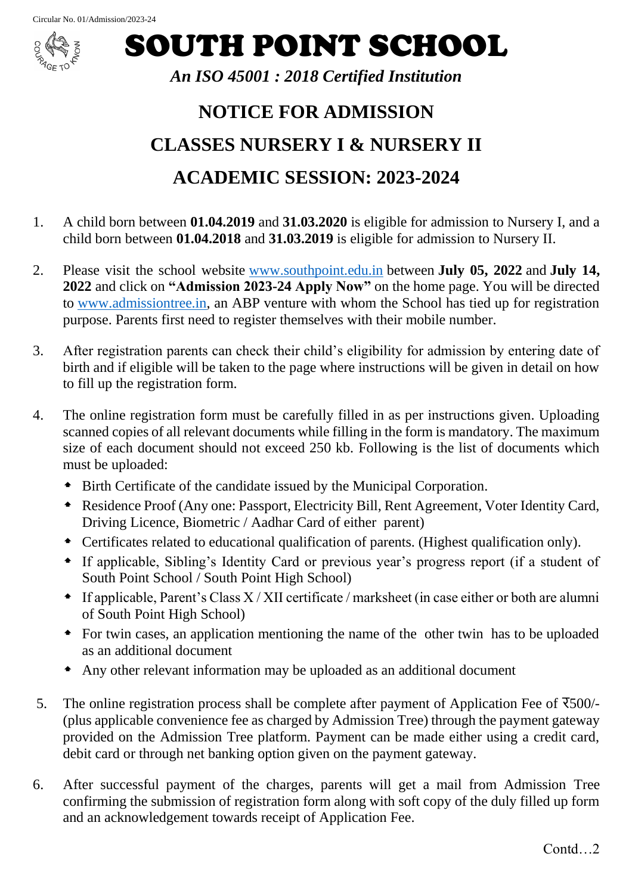Circular No. 01/Admission/2023-24

# SOUTH POINT SCHOOL

*An ISO 45001 : 2018 Certified Institution*

## NOTICE FOR ADMISSION

## CLASSES NURSERY I & NURSERY II

## ACADEMIC SESSION: 2023-2024

1. A child born between **01.04.2019** and **31.03.2020** is eligible for admission to Nursery I, and a child born between **01.04.2018** and **31.03.2019** is eligible for admission to Nursery II.

2. Please visit the school website www.southpoint.edu.in between **July 05, 2022** and **July 14, 2022** and click on **"Admission 2023-24 Apply Now"** on the home page. You will be directed to www.admissiontree.in, an ABP venture with whom the School has tied up for registration purpose. Parents first need to register themselves with their mobile number.

3. After registration parents can check their child's eligibility for admission by entering date of birth and if eligible will be taken to the page where instructions will be given in detail on how to fill up the registration form.

4. The online registration form must be carefully filled in as per instructions given. Uploading scanned copies of all relevant documents while filling in the form is mandatory. The maximum size of each document should not exceed 250 kb. Following is the list of documents which must be uploaded:
   - Birth Certificate of the candidate issued by the Municipal Corporation.
   - Residence Proof (Any one: Passport, Electricity Bill, Rent Agreement, Voter Identity Card, Driving Licence, Biometric / Aadhar Card of either parent)
   - Certificates related to educational qualification of parents. (Highest qualification only).
   - If applicable, Sibling's Identity Card or previous year's progress report (if a student of South Point School / South Point High School)
   - If applicable, Parent's Class X / XII certificate / marksheet (in case either or both are alumni of South Point High School)
   - For twin cases, an application mentioning the name of the other twin has to be uploaded as an additional document
   - Any other relevant information may be uploaded as an additional document

5. The online registration process shall be complete after payment of Application Fee of ₹500/- (plus applicable convenience fee as charged by Admission Tree) through the payment gateway provided on the Admission Tree platform. Payment can be made either using a credit card, debit card or through net banking option given on the payment gateway.

6. After successful payment of the charges, parents will get a mail from Admission Tree confirming the submission of registration form along with soft copy of the duly filled up form and an acknowledgement towards receipt of Application Fee.

Contd…2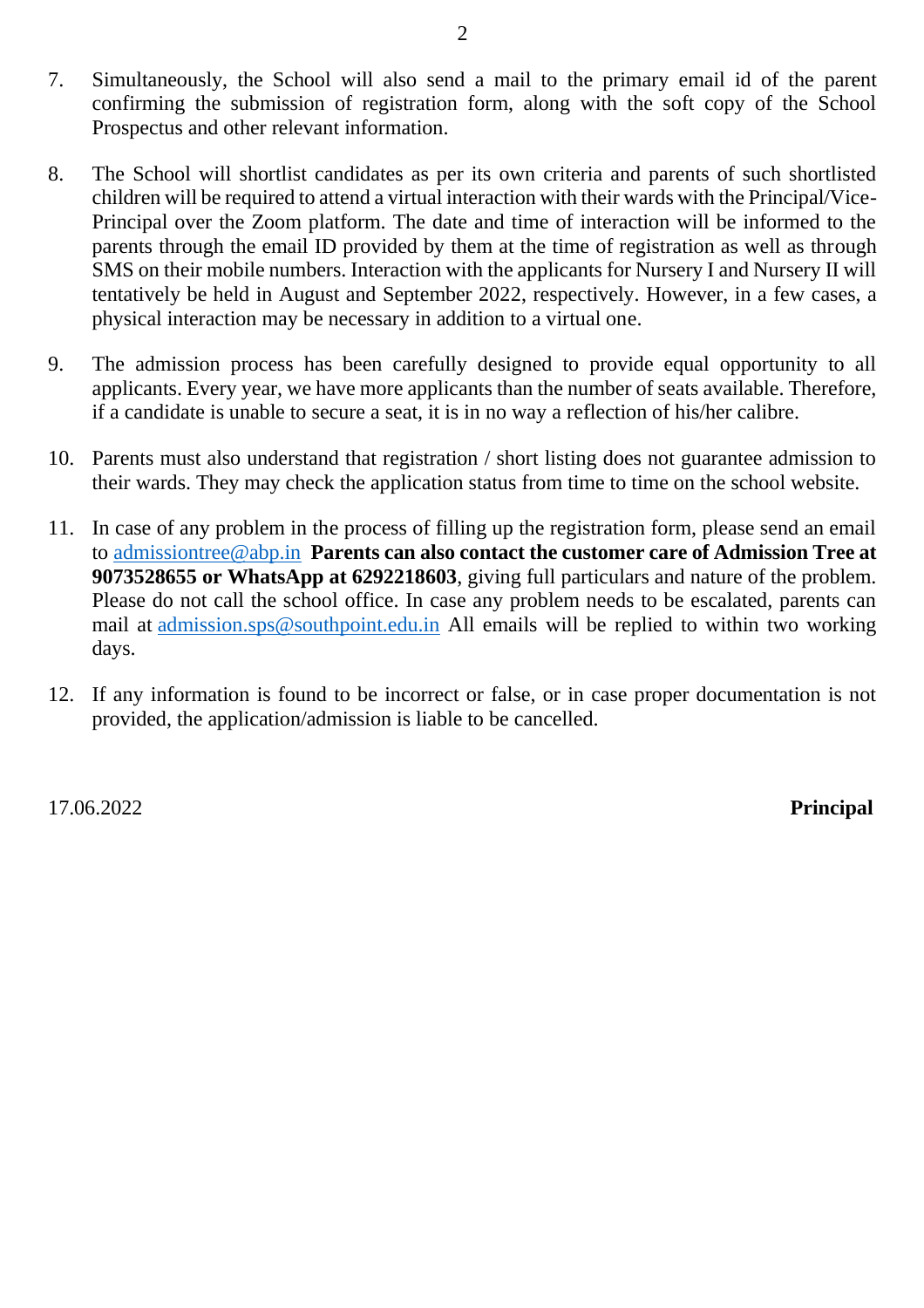7. Simultaneously, the School will also send a mail to the primary email id of the parent confirming the submission of registration form, along with the soft copy of the School Prospectus and other relevant information.

8. The School will shortlist candidates as per its own criteria and parents of such shortlisted children will be required to attend a virtual interaction with their wards with the Principal/Vice-Principal over the Zoom platform. The date and time of interaction will be informed to the parents through the email ID provided by them at the time of registration as well as through SMS on their mobile numbers. Interaction with the applicants for Nursery I and Nursery II will tentatively be held in August and September 2022, respectively. However, in a few cases, a physical interaction may be necessary in addition to a virtual one.

9. The admission process has been carefully designed to provide equal opportunity to all applicants. Every year, we have more applicants than the number of seats available. Therefore, if a candidate is unable to secure a seat, it is in no way a reflection of his/her calibre.

10. Parents must also understand that registration / short listing does not guarantee admission to their wards. They may check the application status from time to time on the school website.

11. In case of any problem in the process of filling up the registration form, please send an email to admissiontree@abp.in **Parents can also contact the customer care of Admission Tree at 9073528655 or WhatsApp at 6292218603**, giving full particulars and nature of the problem. Please do not call the school office. In case any problem needs to be escalated, parents can mail at admission.sps@southpoint.edu.in All emails will be replied to within two working days.

12. If any information is found to be incorrect or false, or in case proper documentation is not provided, the application/admission is liable to be cancelled.

17.06.2022 **Principal**